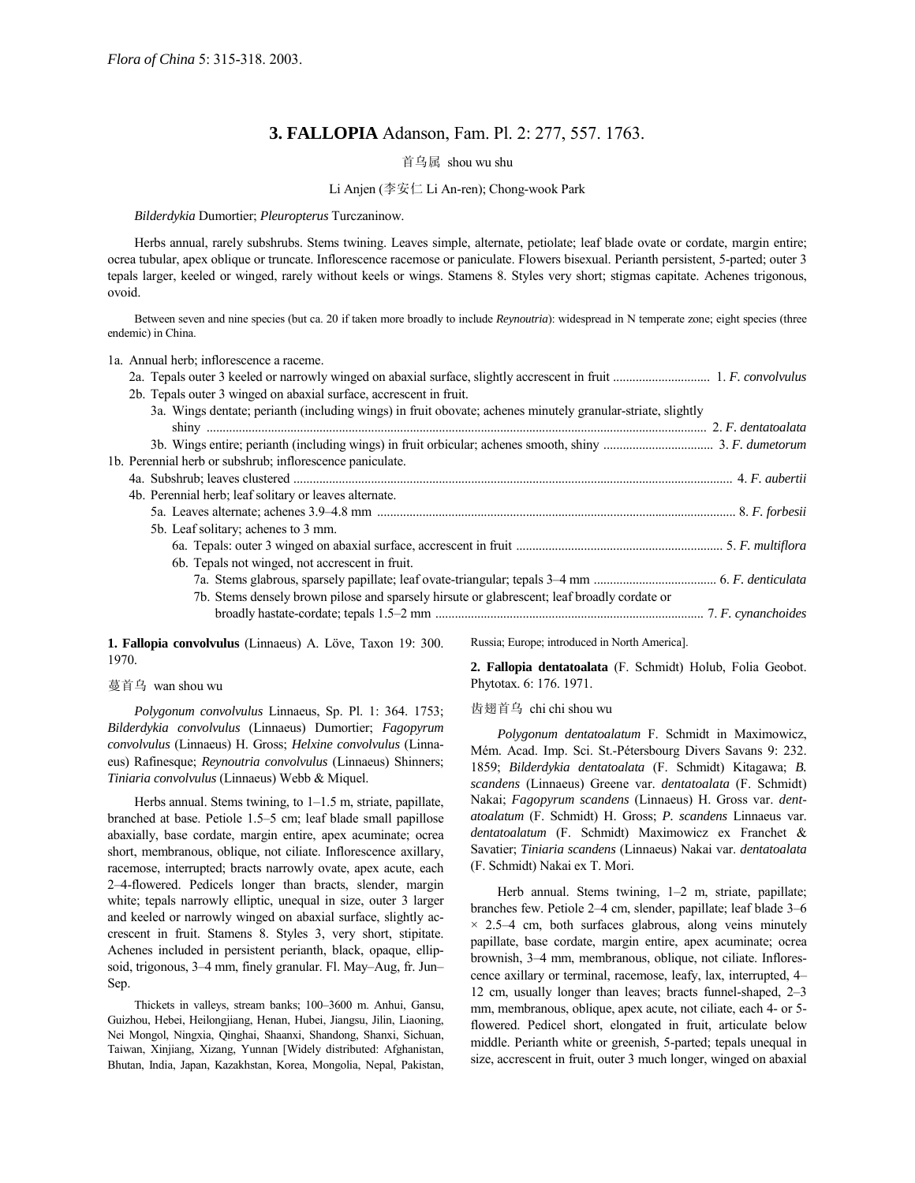*Flora of China* 5: 315-318. 2003.

# 3. FALLOPIA Adanson, Fam. Pl. 2: 277, 557. 1763.

首乌属 shou wu shu

Li Anjen (李安仁 Li An-ren); Chong-wook Park

*Bilderdykia* Dumortier; *Pleuropterus* Turczaninow.

Herbs annual, rarely subshrubs. Stems twining. Leaves simple, alternate, petiolate; leaf blade ovate or cordate, margin entire; ocrea tubular, apex oblique or truncate. Inflorescence racemose or paniculate. Flowers bisexual. Perianth persistent, 5-parted; outer 3 tepals larger, keeled or winged, rarely without keels or wings. Stamens 8. Styles very short; stigmas capitate. Achenes trigonous, ovoid.

Between seven and nine species (but ca. 20 if taken more broadly to include *Reynoutria*): widespread in N temperate zone; eight species (three endemic) in China.

1a. Annual herb; inflorescence a raceme.
- 2a. Tepals outer 3 keeled or narrowly winged on abaxial surface, slightly accrescent in fruit .............................. 1. *F. convolvulus*
- 2b. Tepals outer 3 winged on abaxial surface, accrescent in fruit.
  - 3a. Wings dentate; perianth (including wings) in fruit obovate; achenes minutely granular-striate, slightly shiny .............................. 2. *F. dentatoalata*
  - 3b. Wings entire; perianth (including wings) in fruit orbicular; achenes smooth, shiny .............................. 3. *F. dumetorum*

1b. Perennial herb or subshrub; inflorescence paniculate.
- 4a. Subshrub; leaves clustered .............................. 4. *F. aubertii*
- 4b. Perennial herb; leaf solitary or leaves alternate.
  - 5a. Leaves alternate; achenes 3.9–4.8 mm .............................. 8. *F. forbesii*
  - 5b. Leaf solitary; achenes to 3 mm.
    - 6a. Tepals: outer 3 winged on abaxial surface, accrescent in fruit .............................. 5. *F. multiflora*
    - 6b. Tepals not winged, not accrescent in fruit.
      - 7a. Stems glabrous, sparsely papillate; leaf ovate-triangular; tepals 3–4 mm .............................. 6. *F. denticulata*
      - 7b. Stems densely brown pilose and sparsely hirsute or glabrescent; leaf broadly cordate or broadly hastate-cordate; tepals 1.5–2 mm .............................. 7. *F. cynanchoides*

**1. Fallopia convolvulus** (Linnaeus) A. Löve, Taxon 19: 300. 1970.

蔓首乌 wan shou wu

*Polygonum convolvulus* Linnaeus, Sp. Pl. 1: 364. 1753; *Bilderdykia convolvulus* (Linnaeus) Dumortier; *Fagopyrum convolvulus* (Linnaeus) H. Gross; *Helxine convolvulus* (Linnaeus) Rafinesque; *Reynoutria convolvulus* (Linnaeus) Shinners; *Tiniaria convolvulus* (Linnaeus) Webb & Miquel.

Herbs annual. Stems twining, to 1–1.5 m, striate, papillate, branched at base. Petiole 1.5–5 cm; leaf blade small papillose abaxially, base cordate, margin entire, apex acuminate; ocrea short, membranous, oblique, not ciliate. Inflorescence axillary, racemose, interrupted; bracts narrowly ovate, apex acute, each 2–4-flowered. Pedicels longer than bracts, slender, margin white; tepals narrowly elliptic, unequal in size, outer 3 larger and keeled or narrowly winged on abaxial surface, slightly accrescent in fruit. Stamens 8. Styles 3, very short, stipitate. Achenes included in persistent perianth, black, opaque, ellipsoid, trigonous, 3–4 mm, finely granular. Fl. May–Aug, fr. Jun–Sep.

Thickets in valleys, stream banks; 100–3600 m. Anhui, Gansu, Guizhou, Hebei, Heilongjiang, Henan, Hubei, Jiangsu, Jilin, Liaoning, Nei Mongol, Ningxia, Qinghai, Shaanxi, Shandong, Shanxi, Sichuan, Taiwan, Xinjiang, Xizang, Yunnan [Widely distributed: Afghanistan, Bhutan, India, Japan, Kazakhstan, Korea, Mongolia, Nepal, Pakistan, Russia; Europe; introduced in North America].

**2. Fallopia dentatoalata** (F. Schmidt) Holub, Folia Geobot. Phytotax. 6: 176. 1971.

齿翅首乌 chi chi shou wu

*Polygonum dentatoalatum* F. Schmidt in Maximowicz, Mém. Acad. Imp. Sci. St.-Pétersbourg Divers Savans 9: 232. 1859; *Bilderdykia dentatoalata* (F. Schmidt) Kitagawa; *B. scandens* (Linnaeus) Greene var. *dentatoalata* (F. Schmidt) Nakai; *Fagopyrum scandens* (Linnaeus) H. Gross var. *dentatoalatum* (F. Schmidt) H. Gross; *P. scandens* Linnaeus var. *dentatoalatum* (F. Schmidt) Maximowicz ex Franchet & Savatier; *Tiniaria scandens* (Linnaeus) Nakai var. *dentatoalata* (F. Schmidt) Nakai ex T. Mori.

Herb annual. Stems twining, 1–2 m, striate, papillate; branches few. Petiole 2–4 cm, slender, papillate; leaf blade 3–6 × 2.5–4 cm, both surfaces glabrous, along veins minutely papillate, base cordate, margin entire, apex acuminate; ocrea brownish, 3–4 mm, membranous, oblique, not ciliate. Inflorescence axillary or terminal, racemose, leafy, lax, interrupted, 4–12 cm, usually longer than leaves; bracts funnel-shaped, 2–3 mm, membranous, oblique, apex acute, not ciliate, each 4- or 5-flowered. Pedicel short, elongated in fruit, articulate below middle. Perianth white or greenish, 5-parted; tepals unequal in size, accrescent in fruit, outer 3 much longer, winged on abaxial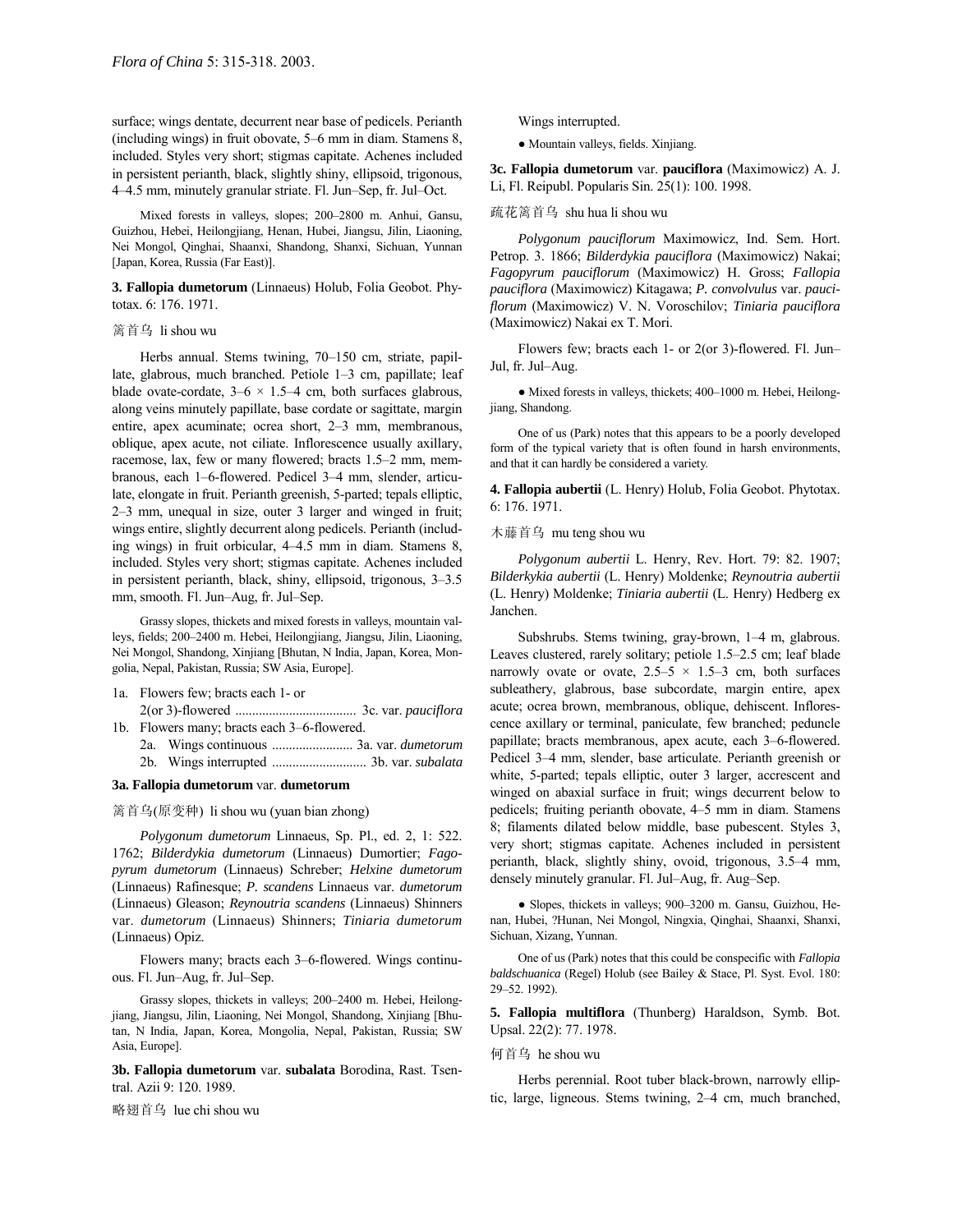surface; wings dentate, decurrent near base of pedicels. Perianth (including wings) in fruit obovate, 5–6 mm in diam. Stamens 8, included. Styles very short; stigmas capitate. Achenes included in persistent perianth, black, slightly shiny, ellipsoid, trigonous, 4–4.5 mm, minutely granular striate. Fl. Jun–Sep, fr. Jul–Oct.

Mixed forests in valleys, slopes; 200–2800 m. Anhui, Gansu, Guizhou, Hebei, Heilongjiang, Henan, Hubei, Jiangsu, Jilin, Liaoning, Nei Mongol, Qinghai, Shaanxi, Shandong, Shanxi, Sichuan, Yunnan [Japan, Korea, Russia (Far East)].

**3. Fallopia dumetorum** (Linnaeus) Holub, Folia Geobot. Phytotax. 6: 176. 1971.

篱首乌 li shou wu

Herbs annual. Stems twining, 70–150 cm, striate, papillate, glabrous, much branched. Petiole 1–3 cm, papillate; leaf blade ovate-cordate, 3–6 × 1.5–4 cm, both surfaces glabrous, along veins minutely papillate, base cordate or sagittate, margin entire, apex acuminate; ocrea short, 2–3 mm, membranous, oblique, apex acute, not ciliate. Inflorescence usually axillary, racemose, lax, few or many flowered; bracts 1.5–2 mm, membranous, each 1–6-flowered. Pedicel 3–4 mm, slender, articulate, elongate in fruit. Perianth greenish, 5-parted; tepals elliptic, 2–3 mm, unequal in size, outer 3 larger and winged in fruit; wings entire, slightly decurrent along pedicels. Perianth (including wings) in fruit orbicular, 4–4.5 mm in diam. Stamens 8, included. Styles very short; stigmas capitate. Achenes included in persistent perianth, black, shiny, ellipsoid, trigonous, 3–3.5 mm, smooth. Fl. Jun–Aug, fr. Jul–Sep.

Grassy slopes, thickets and mixed forests in valleys, mountain valleys, fields; 200–2400 m. Hebei, Heilongjiang, Jiangsu, Jilin, Liaoning, Nei Mongol, Shandong, Xinjiang [Bhutan, N India, Japan, Korea, Mongolia, Nepal, Pakistan, Russia; SW Asia, Europe].

1a. Flowers few; bracts each 1- or 2(or 3)-flowered .................................... 3c. var. *pauciflora*
1b. Flowers many; bracts each 3–6-flowered.
  2a. Wings continuous ........................ 3a. var. *dumetorum*
  2b. Wings interrupted ........................... 3b. var. *subalata*

**3a. Fallopia dumetorum** var. **dumetorum**

篱首乌(原变种) li shou wu (yuan bian zhong)

*Polygonum dumetorum* Linnaeus, Sp. Pl., ed. 2, 1: 522. 1762; *Bilderdykia dumetorum* (Linnaeus) Dumortier; *Fagopyrum dumetorum* (Linnaeus) Schreber; *Helxine dumetorum* (Linnaeus) Rafinesque; *P. scandens* Linnaeus var. *dumetorum* (Linnaeus) Gleason; *Reynoutria scandens* (Linnaeus) Shinners var. *dumetorum* (Linnaeus) Shinners; *Tiniaria dumetorum* (Linnaeus) Opiz.

Flowers many; bracts each 3–6-flowered. Wings continuous. Fl. Jun–Aug, fr. Jul–Sep.

Grassy slopes, thickets in valleys; 200–2400 m. Hebei, Heilongjiang, Jiangsu, Jilin, Liaoning, Nei Mongol, Shandong, Xinjiang [Bhutan, N India, Japan, Korea, Mongolia, Nepal, Pakistan, Russia; SW Asia, Europe].

**3b. Fallopia dumetorum** var. **subalata** Borodina, Rast. Tsentral. Azii 9: 120. 1989.

略翅首乌 lue chi shou wu

Wings interrupted.

● Mountain valleys, fields. Xinjiang.

**3c. Fallopia dumetorum** var. **pauciflora** (Maximowicz) A. J. Li, Fl. Reipubl. Popularis Sin. 25(1): 100. 1998.

疏花篱首乌 shu hua li shou wu

*Polygonum pauciflorum* Maximowicz, Ind. Sem. Hort. Petrop. 3. 1866; *Bilderdykia pauciflora* (Maximowicz) Nakai; *Fagopyrum pauciflorum* (Maximowicz) H. Gross; *Fallopia pauciflora* (Maximowicz) Kitagawa; *P. convolvulus* var. *pauciflorum* (Maximowicz) V. N. Voroschilov; *Tiniaria pauciflora* (Maximowicz) Nakai ex T. Mori.

Flowers few; bracts each 1- or 2(or 3)-flowered. Fl. Jun–Jul, fr. Jul–Aug.

● Mixed forests in valleys, thickets; 400–1000 m. Hebei, Heilongjiang, Shandong.

One of us (Park) notes that this appears to be a poorly developed form of the typical variety that is often found in harsh environments, and that it can hardly be considered a variety.

**4. Fallopia aubertii** (L. Henry) Holub, Folia Geobot. Phytotax. 6: 176. 1971.

木藤首乌 mu teng shou wu

*Polygonum aubertii* L. Henry, Rev. Hort. 79: 82. 1907; *Bilderdykia aubertii* (L. Henry) Moldenke; *Reynoutria aubertii* (L. Henry) Moldenke; *Tiniaria aubertii* (L. Henry) Hedberg ex Janchen.

Subshrubs. Stems twining, gray-brown, 1–4 m, glabrous. Leaves clustered, rarely solitary; petiole 1.5–2.5 cm; leaf blade narrowly ovate or ovate, 2.5–5 × 1.5–3 cm, both surfaces subleathery, glabrous, base subcordate, margin entire, apex acute; ocrea brown, membranous, oblique, dehiscent. Inflorescence axillary or terminal, paniculate, few branched; peduncle papillate; bracts membranous, apex acute, each 3–6-flowered. Pedicel 3–4 mm, slender, base articulate. Perianth greenish or white, 5-parted; tepals elliptic, outer 3 larger, accrescent and winged on abaxial surface in fruit; wings decurrent below to pedicels; fruiting perianth obovate, 4–5 mm in diam. Stamens 8; filaments dilated below middle, base pubescent. Styles 3, very short; stigmas capitate. Achenes included in persistent perianth, black, slightly shiny, ovoid, trigonous, 3.5–4 mm, densely minutely granular. Fl. Jul–Aug, fr. Aug–Sep.

● Slopes, thickets in valleys; 900–3200 m. Gansu, Guizhou, Henan, Hubei, ?Hunan, Nei Mongol, Ningxia, Qinghai, Shaanxi, Shanxi, Sichuan, Xizang, Yunnan.

One of us (Park) notes that this could be conspecific with *Fallopia baldschuanica* (Regel) Holub (see Bailey & Stace, Pl. Syst. Evol. 180: 29–52. 1992).

**5. Fallopia multiflora** (Thunberg) Haraldson, Symb. Bot. Upsal. 22(2): 77. 1978.

何首乌 he shou wu

Herbs perennial. Root tuber black-brown, narrowly elliptic, large, ligneous. Stems twining, 2–4 cm, much branched,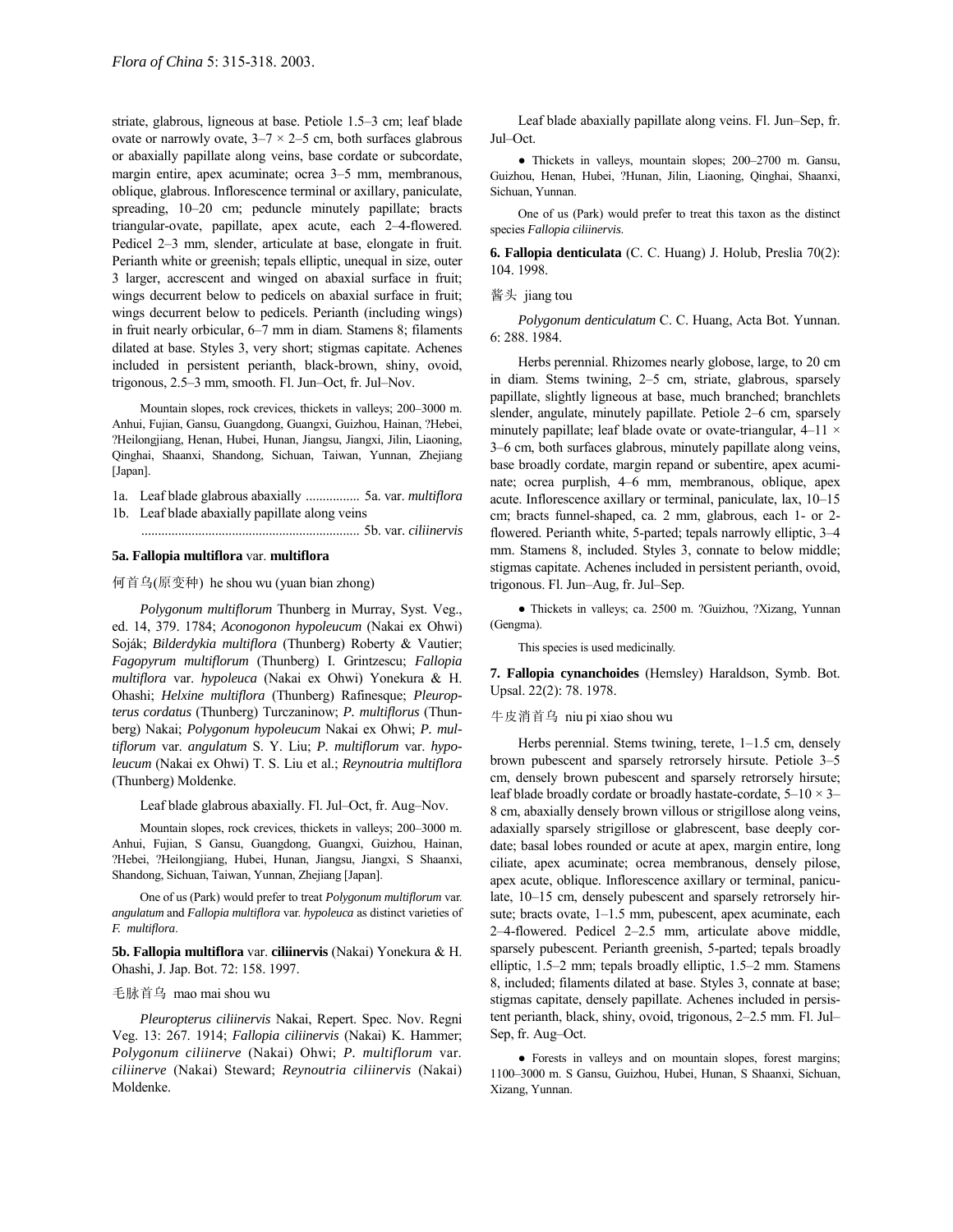striate, glabrous, ligneous at base. Petiole 1.5–3 cm; leaf blade ovate or narrowly ovate, 3–7 × 2–5 cm, both surfaces glabrous or abaxially papillate along veins, base cordate or subcordate, margin entire, apex acuminate; ocrea 3–5 mm, membranous, oblique, glabrous. Inflorescence terminal or axillary, paniculate, spreading, 10–20 cm; peduncle minutely papillate; bracts triangular-ovate, papillate, apex acute, each 2–4-flowered. Pedicel 2–3 mm, slender, articulate at base, elongate in fruit. Perianth white or greenish; tepals elliptic, unequal in size, outer 3 larger, accrescent and winged on abaxial surface in fruit; wings decurrent below to pedicels on abaxial surface in fruit; wings decurrent below to pedicels. Perianth (including wings) in fruit nearly orbicular, 6–7 mm in diam. Stamens 8; filaments dilated at base. Styles 3, very short; stigmas capitate. Achenes included in persistent perianth, black-brown, shiny, ovoid, trigonous, 2.5–3 mm, smooth. Fl. Jun–Oct, fr. Jul–Nov.

Mountain slopes, rock crevices, thickets in valleys; 200–3000 m. Anhui, Fujian, Gansu, Guangdong, Guangxi, Guizhou, Hainan, ?Hebei, ?Heilongjiang, Henan, Hubei, Hunan, Jiangsu, Jiangxi, Jilin, Liaoning, Qinghai, Shaanxi, Shandong, Sichuan, Taiwan, Yunnan, Zhejiang [Japan].

1a. Leaf blade glabrous abaxially ................ 5a. var. *multiflora*
1b. Leaf blade abaxially papillate along veins ................................................................ 5b. var. *ciliinervis*

**5a. Fallopia multiflora** var. **multiflora**

何首乌(原变种) he shou wu (yuan bian zhong)

*Polygonum multiflorum* Thunberg in Murray, Syst. Veg., ed. 14, 379. 1784; *Aconogonon hypoleucum* (Nakai ex Ohwi) Soják; *Bilderdykia multiflora* (Thunberg) Roberty & Vautier; *Fagopyrum multiflorum* (Thunberg) I. Grintzescu; *Fallopia multiflora* var. *hypoleuca* (Nakai ex Ohwi) Yonekura & H. Ohashi; *Helxine multiflora* (Thunberg) Rafinesque; *Pleuropterus cordatus* (Thunberg) Turczaninow; *P. multiflorus* (Thunberg) Nakai; *Polygonum hypoleucum* Nakai ex Ohwi; *P. multiflorum* var. *angulatum* S. Y. Liu; *P. multiflorum* var. *hypoleucum* (Nakai ex Ohwi) T. S. Liu et al.; *Reynoutria multiflora* (Thunberg) Moldenke.

Leaf blade glabrous abaxially. Fl. Jul–Oct, fr. Aug–Nov.

Mountain slopes, rock crevices, thickets in valleys; 200–3000 m. Anhui, Fujian, S Gansu, Guangdong, Guangxi, Guizhou, Hainan, ?Hebei, ?Heilongjiang, Hubei, Hunan, Jiangsu, Jiangxi, S Shaanxi, Shandong, Sichuan, Taiwan, Yunnan, Zhejiang [Japan].

One of us (Park) would prefer to treat *Polygonum multiflorum* var. *angulatum* and *Fallopia multiflora* var. *hypoleuca* as distinct varieties of *F. multiflora*.

**5b. Fallopia multiflora** var. **ciliinervis** (Nakai) Yonekura & H. Ohashi, J. Jap. Bot. 72: 158. 1997.

毛脉首乌 mao mai shou wu

*Pleuropterus ciliinervis* Nakai, Repert. Spec. Nov. Regni Veg. 13: 267. 1914; *Fallopia ciliinervis* (Nakai) K. Hammer; *Polygonum ciliinerve* (Nakai) Ohwi; *P. multiflorum* var. *ciliinerve* (Nakai) Steward; *Reynoutria ciliinervis* (Nakai) Moldenke.

Leaf blade abaxially papillate along veins. Fl. Jun–Sep, fr. Jul–Oct.

● Thickets in valleys, mountain slopes; 200–2700 m. Gansu, Guizhou, Henan, Hubei, ?Hunan, Jilin, Liaoning, Qinghai, Shaanxi, Sichuan, Yunnan.

One of us (Park) would prefer to treat this taxon as the distinct species *Fallopia ciliinervis*.

**6. Fallopia denticulata** (C. C. Huang) J. Holub, Preslia 70(2): 104. 1998.

酱头 jiang tou

*Polygonum denticulatum* C. C. Huang, Acta Bot. Yunnan. 6: 288. 1984.

Herbs perennial. Rhizomes nearly globose, large, to 20 cm in diam. Stems twining, 2–5 cm, striate, glabrous, sparsely papillate, slightly ligneous at base, much branched; branchlets slender, angulate, minutely papillate. Petiole 2–6 cm, sparsely minutely papillate; leaf blade ovate or ovate-triangular, 4–11 × 3–6 cm, both surfaces glabrous, minutely papillate along veins, base broadly cordate, margin repand or subentire, apex acuminate; ocrea purplish, 4–6 mm, membranous, oblique, apex acute. Inflorescence axillary or terminal, paniculate, lax, 10–15 cm; bracts funnel-shaped, ca. 2 mm, glabrous, each 1- or 2-flowered. Perianth white, 5-parted; tepals narrowly elliptic, 3–4 mm. Stamens 8, included. Styles 3, connate to below middle; stigmas capitate. Achenes included in persistent perianth, ovoid, trigonous. Fl. Jun–Aug, fr. Jul–Sep.

● Thickets in valleys; ca. 2500 m. ?Guizhou, ?Xizang, Yunnan (Gengma).

This species is used medicinally.

**7. Fallopia cynanchoides** (Hemsley) Haraldson, Symb. Bot. Upsal. 22(2): 78. 1978.

牛皮消首乌 niu pi xiao shou wu

Herbs perennial. Stems twining, terete, 1–1.5 cm, densely brown pubescent and sparsely retrorsely hirsute. Petiole 3–5 cm, densely brown pubescent and sparsely retrorsely hirsute; leaf blade broadly cordate or broadly hastate-cordate, 5–10 × 3–8 cm, abaxially densely brown villous or strigillose along veins, adaxially sparsely strigillose or glabrescent, base deeply cordate; basal lobes rounded or acute at apex, margin entire, long ciliate, apex acuminate; ocrea membranous, densely pilose, apex acute, oblique. Inflorescence axillary or terminal, paniculate, 10–15 cm, densely pubescent and sparsely retrorsely hirsute; bracts ovate, 1–1.5 mm, pubescent, apex acuminate, each 2–4-flowered. Pedicel 2–2.5 mm, articulate above middle, sparsely pubescent. Perianth greenish, 5-parted; tepals broadly elliptic, 1.5–2 mm; tepals broadly elliptic, 1.5–2 mm. Stamens 8, included; filaments dilated at base. Styles 3, connate at base; stigmas capitate, densely papillate. Achenes included in persistent perianth, black, shiny, ovoid, trigonous, 2–2.5 mm. Fl. Jul–Sep, fr. Aug–Oct.

● Forests in valleys and on mountain slopes, forest margins; 1100–3000 m. S Gansu, Guizhou, Hubei, Hunan, S Shaanxi, Sichuan, Xizang, Yunnan.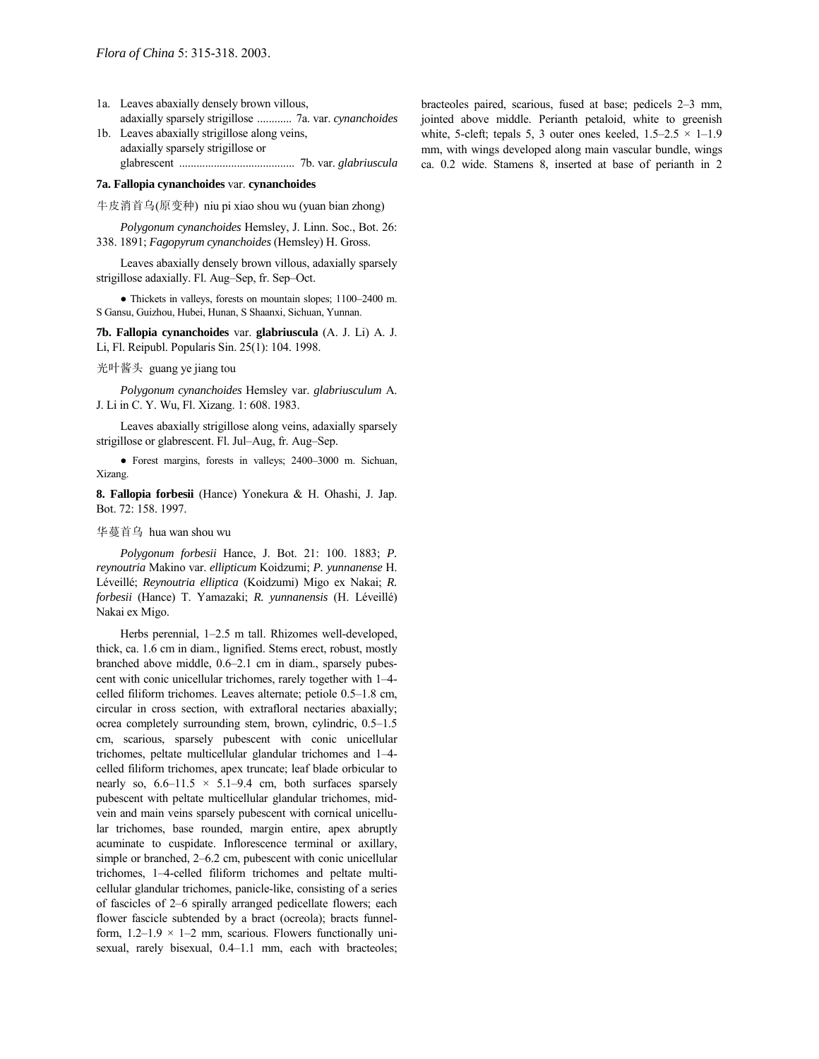1a. Leaves abaxially densely brown villous, adaxially sparsely strigillose ............ 7a. var. *cynanchoides*
1b. Leaves abaxially strigillose along veins, adaxially sparsely strigillose or glabrescent ........................................ 7b. var. *glabriuscula*

**7a. Fallopia cynanchoides** var. **cynanchoides**

牛皮消首乌(原变种) niu pi xiao shou wu (yuan bian zhong)

*Polygonum cynanchoides* Hemsley, J. Linn. Soc., Bot. 26: 338. 1891; *Fagopyrum cynanchoides* (Hemsley) H. Gross.

Leaves abaxially densely brown villous, adaxially sparsely strigillose adaxially. Fl. Aug–Sep, fr. Sep–Oct.

● Thickets in valleys, forests on mountain slopes; 1100–2400 m. S Gansu, Guizhou, Hubei, Hunan, S Shaanxi, Sichuan, Yunnan.

**7b. Fallopia cynanchoides** var. **glabriuscula** (A. J. Li) A. J. Li, Fl. Reipubl. Popularis Sin. 25(1): 104. 1998.

光叶酱头 guang ye jiang tou

*Polygonum cynanchoides* Hemsley var. *glabriusculum* A. J. Li in C. Y. Wu, Fl. Xizang. 1: 608. 1983.

Leaves abaxially strigillose along veins, adaxially sparsely strigillose or glabrescent. Fl. Jul–Aug, fr. Aug–Sep.

● Forest margins, forests in valleys; 2400–3000 m. Sichuan, Xizang.

**8. Fallopia forbesii** (Hance) Yonekura & H. Ohashi, J. Jap. Bot. 72: 158. 1997.

华蔓首乌 hua wan shou wu

*Polygonum forbesii* Hance, J. Bot. 21: 100. 1883; *P. reynoutria* Makino var. *ellipticum* Koidzumi; *P. yunnanense* H. Léveillé; *Reynoutria elliptica* (Koidzumi) Migo ex Nakai; *R. forbesii* (Hance) T. Yamazaki; *R. yunnanensis* (H. Léveillé) Nakai ex Migo.

Herbs perennial, 1–2.5 m tall. Rhizomes well-developed, thick, ca. 1.6 cm in diam., lignified. Stems erect, robust, mostly branched above middle, 0.6–2.1 cm in diam., sparsely pubescent with conic unicellular trichomes, rarely together with 1–4-celled filiform trichomes. Leaves alternate; petiole 0.5–1.8 cm, circular in cross section, with extrafloral nectaries abaxially; ocrea completely surrounding stem, brown, cylindric, 0.5–1.5 cm, scarious, sparsely pubescent with conic unicellular trichomes, peltate multicellular glandular trichomes and 1–4-celled filiform trichomes, apex truncate; leaf blade orbicular to nearly so, 6.6–11.5 × 5.1–9.4 cm, both surfaces sparsely pubescent with peltate multicellular glandular trichomes, midvein and main veins sparsely pubescent with cornical unicellular trichomes, base rounded, margin entire, apex abruptly acuminate to cuspidate. Inflorescence terminal or axillary, simple or branched, 2–6.2 cm, pubescent with conic unicellular trichomes, 1–4-celled filiform trichomes and peltate multicellular glandular trichomes, panicle-like, consisting of a series of fascicles of 2–6 spirally arranged pedicellate flowers; each flower fascicle subtended by a bract (ocreola); bracts funnelform, 1.2–1.9 × 1–2 mm, scarious. Flowers functionally unisexual, rarely bisexual, 0.4–1.1 mm, each with bracteoles; bracteoles paired, scarious, fused at base; pedicels 2–3 mm, jointed above middle. Perianth petaloid, white to greenish white, 5-cleft; tepals 5, 3 outer ones keeled, 1.5–2.5 × 1–1.9 mm, with wings developed along main vascular bundle, wings ca. 0.2 wide. Stamens 8, inserted at base of perianth in 2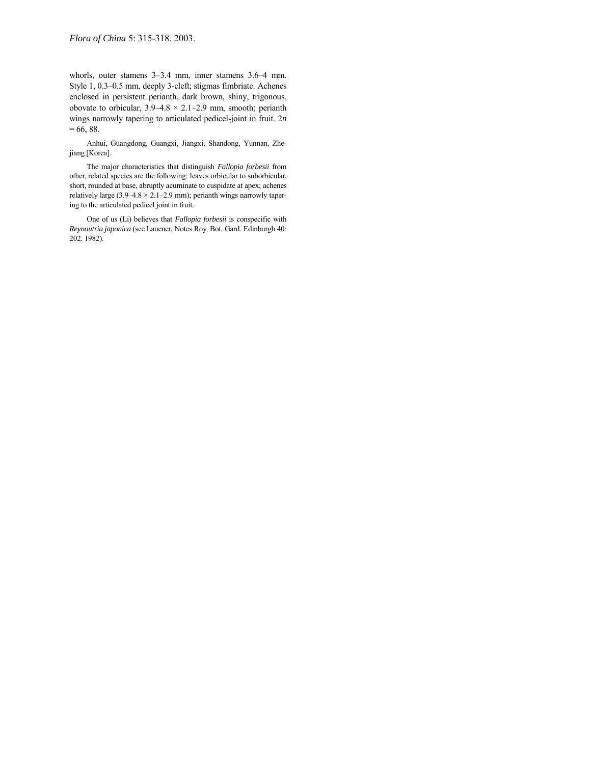whorls, outer stamens 3–3.4 mm, inner stamens 3.6–4 mm. Style 1, 0.3–0.5 mm, deeply 3-cleft; stigmas fimbriate. Achenes enclosed in persistent perianth, dark brown, shiny, trigonous, obovate to orbicular, 3.9–4.8 × 2.1–2.9 mm, smooth; perianth wings narrowly tapering to articulated pedicel-joint in fruit. $2n = 66, 88$.

Anhui, Guangdong, Guangxi, Jiangxi, Shandong, Yunnan, Zhejiang [Korea].

The major characteristics that distinguish *Fallopia forbesii* from other, related species are the following: leaves orbicular to suborbicular, short, rounded at base, abruptly acuminate to cuspidate at apex; achenes relatively large (3.9–4.8 × 2.1–2.9 mm); perianth wings narrowly tapering to the articulated pedicel joint in fruit.

One of us (Li) believes that *Fallopia forbesii* is conspecific with *Reynoutria japonica* (see Lauener, Notes Roy. Bot. Gard. Edinburgh 40: 202. 1982).